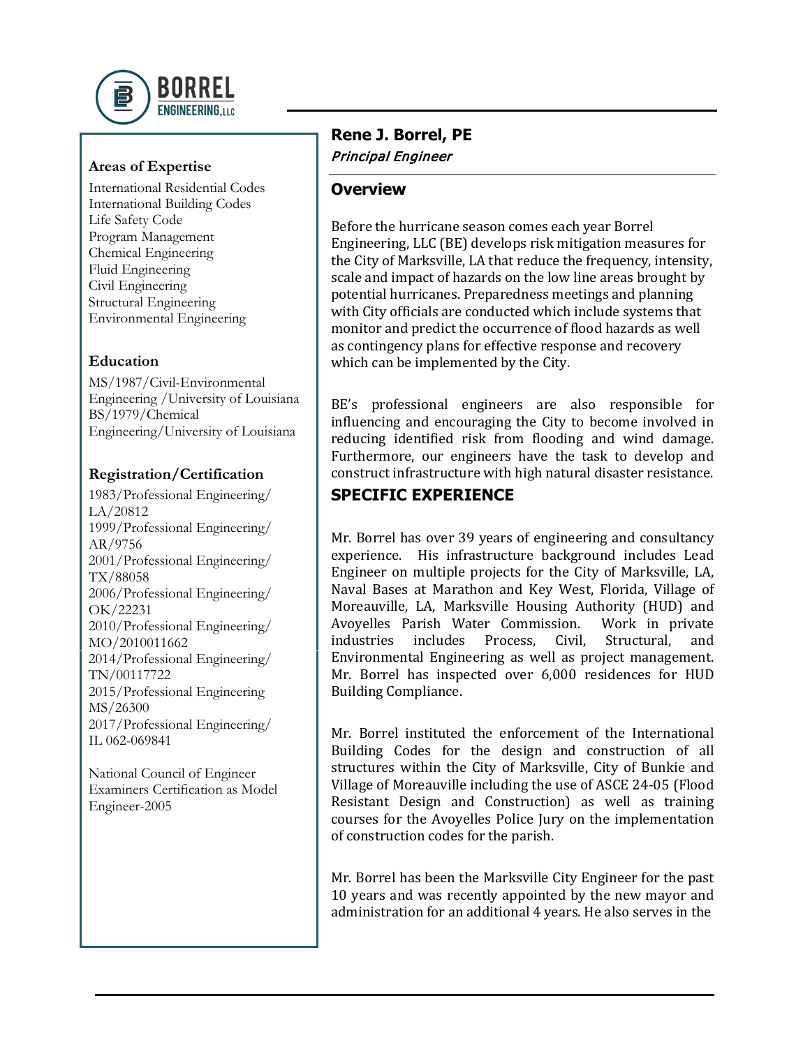BORREL ENGINEERING, LLC

## Rene J. Borrel, PE

*Principal Engineer*

### Areas of Expertise

International Residential Codes
International Building Codes
Life Safety Code
Program Management
Chemical Engineering
Fluid Engineering
Civil Engineering
Structural Engineering
Environmental Engineering

### Education

MS/1987/Civil-Environmental Engineering /University of Louisiana
BS/1979/Chemical Engineering/University of Louisiana

### Registration/Certification

1983/Professional Engineering/ LA/20812
1999/Professional Engineering/ AR/9756
2001/Professional Engineering/ TX/88058
2006/Professional Engineering/ OK/22231
2010/Professional Engineering/ MO/2010011662
2014/Professional Engineering/ TN/00117722
2015/Professional Engineering MS/26300
2017/Professional Engineering/ IL 062-069841

National Council of Engineer Examiners Certification as Model Engineer-2005

### Overview

Before the hurricane season comes each year Borrel Engineering, LLC (BE) develops risk mitigation measures for the City of Marksville, LA that reduce the frequency, intensity, scale and impact of hazards on the low line areas brought by potential hurricanes. Preparedness meetings and planning with City officials are conducted which include systems that monitor and predict the occurrence of flood hazards as well as contingency plans for effective response and recovery which can be implemented by the City.

BE's professional engineers are also responsible for influencing and encouraging the City to become involved in reducing identified risk from flooding and wind damage. Furthermore, our engineers have the task to develop and construct infrastructure with high natural disaster resistance.

### SPECIFIC EXPERIENCE

Mr. Borrel has over 39 years of engineering and consultancy experience. His infrastructure background includes Lead Engineer on multiple projects for the City of Marksville, LA, Naval Bases at Marathon and Key West, Florida, Village of Moreauville, LA, Marksville Housing Authority (HUD) and Avoyelles Parish Water Commission. Work in private industries includes Process, Civil, Structural, and Environmental Engineering as well as project management. Mr. Borrel has inspected over 6,000 residences for HUD Building Compliance.

Mr. Borrel instituted the enforcement of the International Building Codes for the design and construction of all structures within the City of Marksville, City of Bunkie and Village of Moreauville including the use of ASCE 24-05 (Flood Resistant Design and Construction) as well as training courses for the Avoyelles Police Jury on the implementation of construction codes for the parish.

Mr. Borrel has been the Marksville City Engineer for the past 10 years and was recently appointed by the new mayor and administration for an additional 4 years. He also serves in the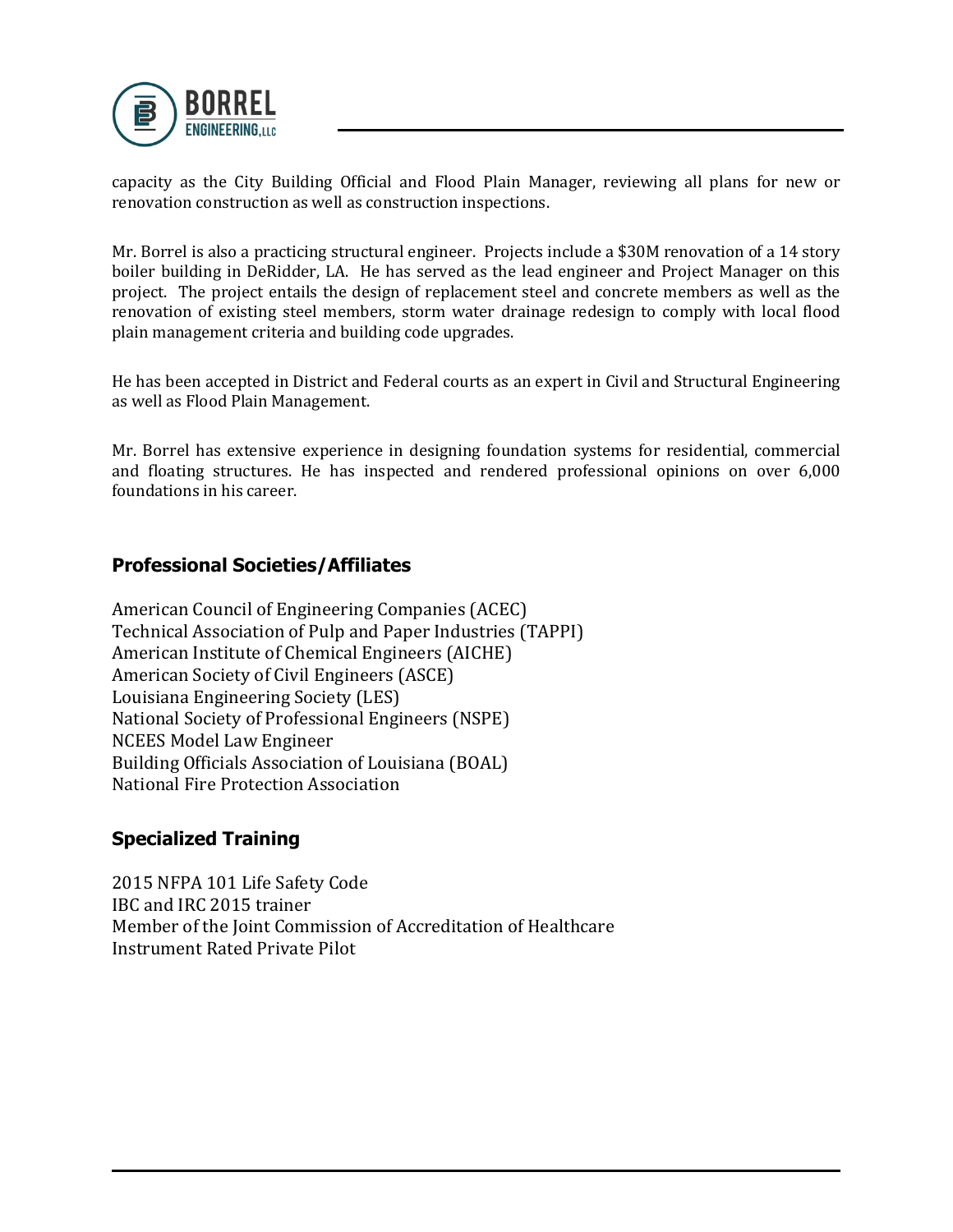capacity as the City Building Official and Flood Plain Manager, reviewing all plans for new or renovation construction as well as construction inspections.

Mr. Borrel is also a practicing structural engineer. Projects include a $30M renovation of a 14 story boiler building in DeRidder, LA. He has served as the lead engineer and Project Manager on this project. The project entails the design of replacement steel and concrete members as well as the renovation of existing steel members, storm water drainage redesign to comply with local flood plain management criteria and building code upgrades.

He has been accepted in District and Federal courts as an expert in Civil and Structural Engineering as well as Flood Plain Management.

Mr. Borrel has extensive experience in designing foundation systems for residential, commercial and floating structures. He has inspected and rendered professional opinions on over 6,000 foundations in his career.

## Professional Societies/Affiliates

American Council of Engineering Companies (ACEC)
Technical Association of Pulp and Paper Industries (TAPPI)
American Institute of Chemical Engineers (AICHE)
American Society of Civil Engineers (ASCE)
Louisiana Engineering Society (LES)
National Society of Professional Engineers (NSPE)
NCEES Model Law Engineer
Building Officials Association of Louisiana (BOAL)
National Fire Protection Association

## Specialized Training

2015 NFPA 101 Life Safety Code
IBC and IRC 2015 trainer
Member of the Joint Commission of Accreditation of Healthcare
Instrument Rated Private Pilot